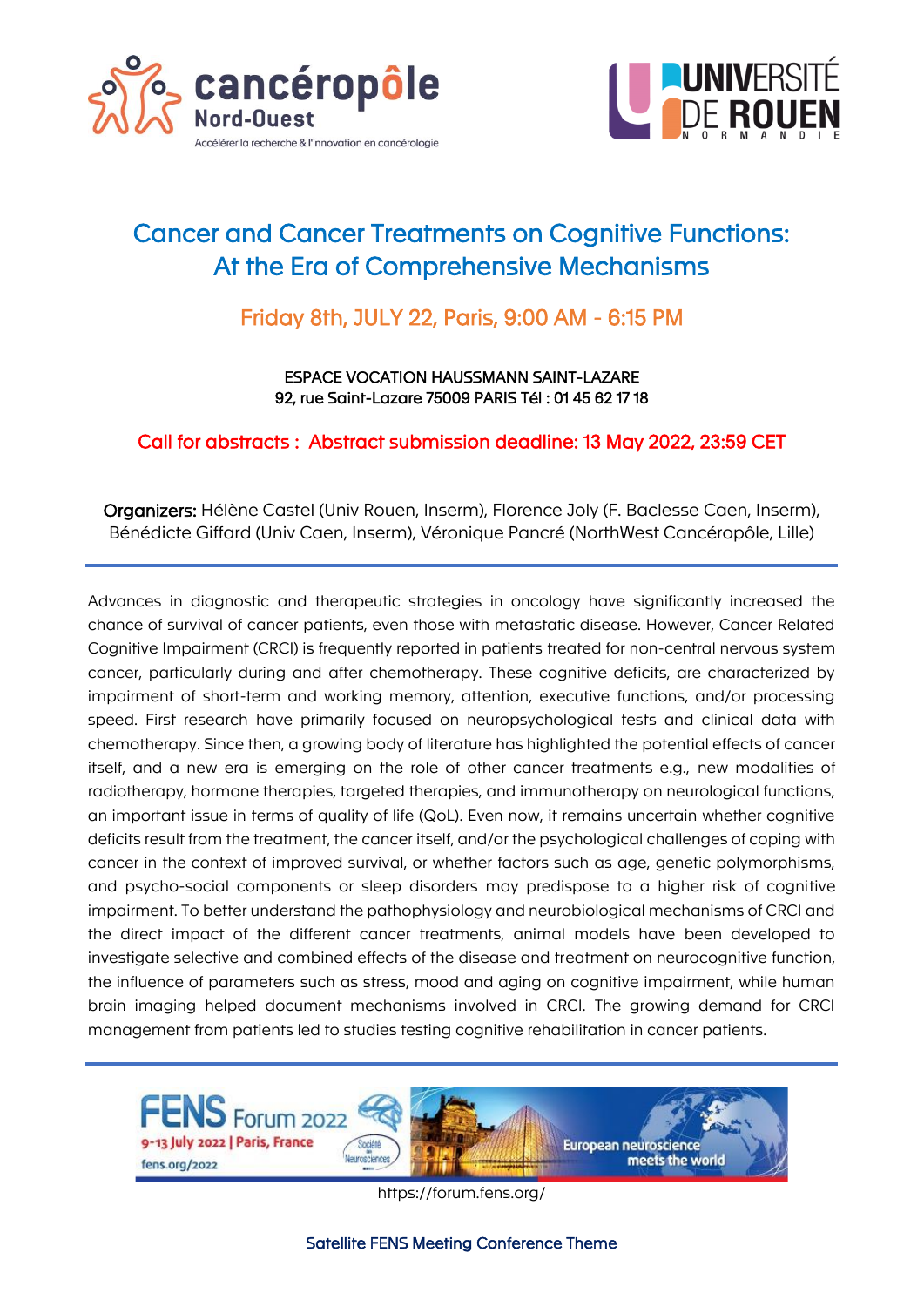# Cancer and Cancer Treatments on Cognitive Functions: At the Era of Comprehensive Mechanisms

## Friday 8th, JULY 22, Paris, 9:00 AM - 6:15 PM

ESPACE VOCATION HAUSSMANN SAINT-LAZARE
92, rue Saint-Lazare 75009 PARIS Tél : 01 45 62 17 18

**Call for abstracts : Abstract submission deadline: 13 May 2022, 23:59 CET**

**Organizers:** Hélène Castel (Univ Rouen, Inserm), Florence Joly (F. Baclesse Caen, Inserm), Bénédicte Giffard (Univ Caen, Inserm), Véronique Pancré (NorthWest Cancéropôle, Lille)

---

Advances in diagnostic and therapeutic strategies in oncology have significantly increased the chance of survival of cancer patients, even those with metastatic disease. However, Cancer Related Cognitive Impairment (CRCI) is frequently reported in patients treated for non-central nervous system cancer, particularly during and after chemotherapy. These cognitive deficits, are characterized by impairment of short-term and working memory, attention, executive functions, and/or processing speed. First research have primarily focused on neuropsychological tests and clinical data with chemotherapy. Since then, a growing body of literature has highlighted the potential effects of cancer itself, and a new era is emerging on the role of other cancer treatments e.g., new modalities of radiotherapy, hormone therapies, targeted therapies, and immunotherapy on neurological functions, an important issue in terms of quality of life (QoL). Even now, it remains uncertain whether cognitive deficits result from the treatment, the cancer itself, and/or the psychological challenges of coping with cancer in the context of improved survival, or whether factors such as age, genetic polymorphisms, and psycho-social components or sleep disorders may predispose to a higher risk of cognitive impairment. To better understand the pathophysiology and neurobiological mechanisms of CRCI and the direct impact of the different cancer treatments, animal models have been developed to investigate selective and combined effects of the disease and treatment on neurocognitive function, the influence of parameters such as stress, mood and aging on cognitive impairment, while human brain imaging helped document mechanisms involved in CRCI. The growing demand for CRCI management from patients led to studies testing cognitive rehabilitation in cancer patients.

---

FENS Forum 2022
9-13 July 2022 | Paris, France
fens.org/2022
European neuroscience meets the world

https://forum.fens.org/

Satellite FENS Meeting Conference Theme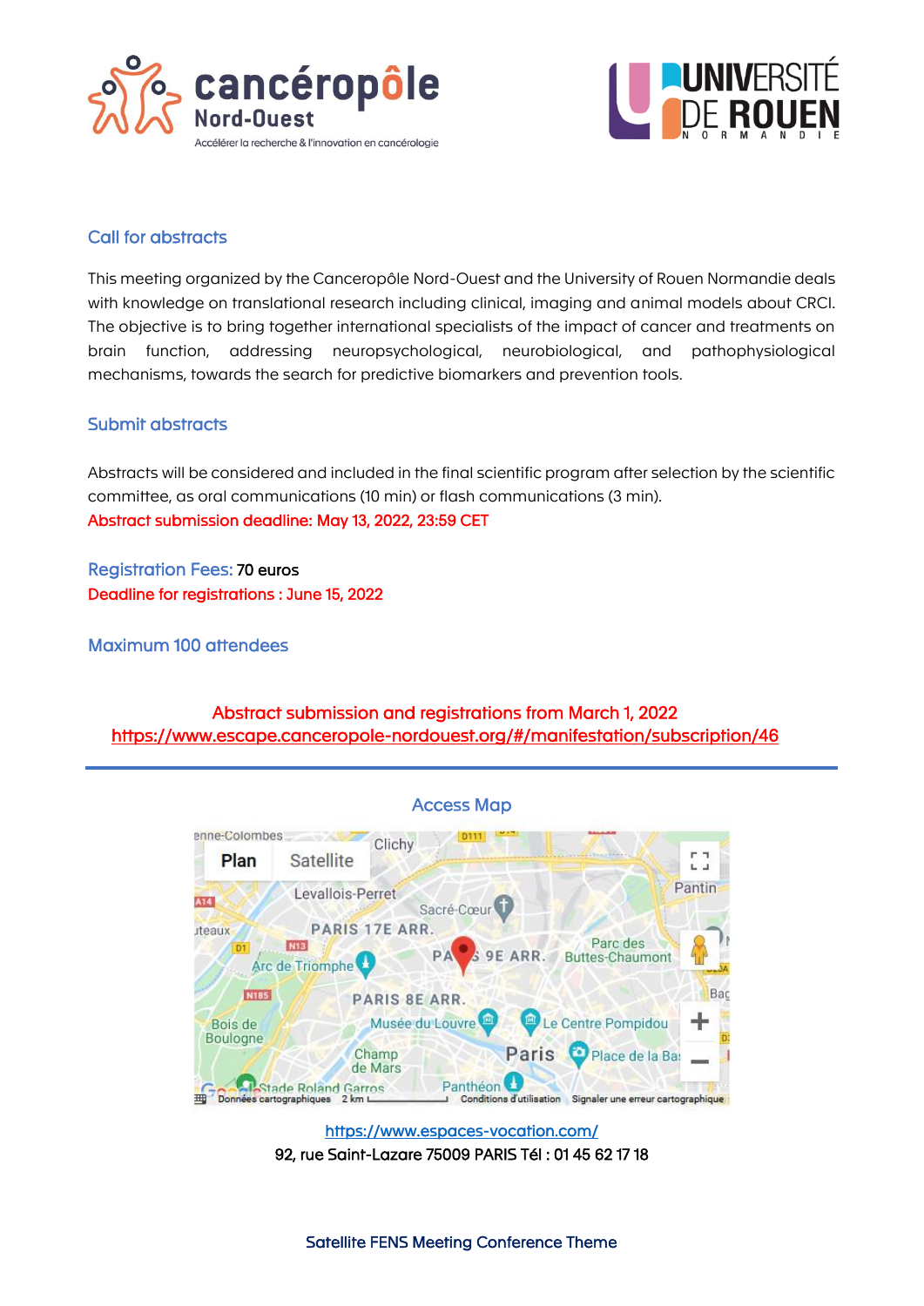## Call for abstracts

This meeting organized by the Canceropôle Nord-Ouest and the University of Rouen Normandie deals with knowledge on translational research including clinical, imaging and animal models about CRCI. The objective is to bring together international specialists of the impact of cancer and treatments on brain function, addressing neuropsychological, neurobiological, and pathophysiological mechanisms, towards the search for predictive biomarkers and prevention tools.

## Submit abstracts

Abstracts will be considered and included in the final scientific program after selection by the scientific committee, as oral communications (10 min) or flash communications (3 min).

**Abstract submission deadline: May 13, 2022, 23:59 CET**

**Registration Fees:** 70 euros

**Deadline for registrations : June 15, 2022**

## Maximum 100 attendees

**Abstract submission and registrations from March 1, 2022**

https://www.escape.canceropole-nordouest.org/#/manifestation/subscription/46

---

## Access Map

https://www.espaces-vocation.com/

92, rue Saint-Lazare 75009 PARIS Tél : 01 45 62 17 18

Satellite FENS Meeting Conference Theme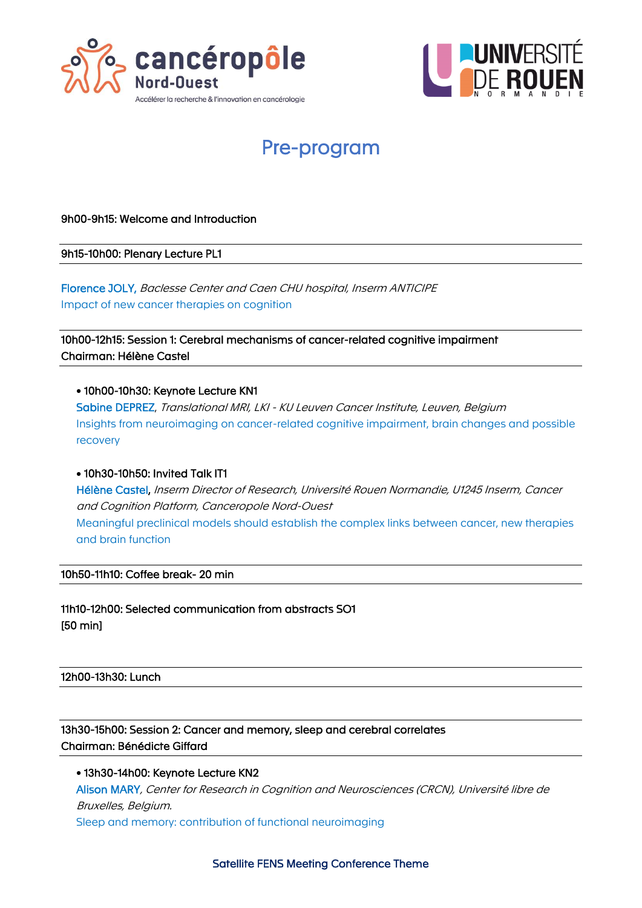# Pre-program

**9h00-9h15: Welcome and Introduction**

---

**9h15-10h00: Plenary Lecture PL1**

---

Florence JOLY, *Baclesse Center and Caen CHU hospital, Inserm ANTICIPE*
Impact of new cancer therapies on cognition

---

**10h00-12h15: Session 1: Cerebral mechanisms of cancer-related cognitive impairment**
**Chairman: Hélène Castel**

---

- **10h00-10h30: Keynote Lecture KN1**
  Sabine DEPREZ, *Translational MRI, LKI - KU Leuven Cancer Institute, Leuven, Belgium*
  Insights from neuroimaging on cancer-related cognitive impairment, brain changes and possible recovery

- **10h30-10h50: Invited Talk IT1**
  Hélène Castel, *Inserm Director of Research, Université Rouen Normandie, U1245 Inserm, Cancer and Cognition Platform, Canceropole Nord-Ouest*
  Meaningful preclinical models should establish the complex links between cancer, new therapies and brain function

---

**10h50-11h10: Coffee break- 20 min**

---

**11h10-12h00: Selected communication from abstracts SO1**
**[50 min]**

---

**12h00-13h30: Lunch**

---

**13h30-15h00: Session 2: Cancer and memory, sleep and cerebral correlates**
**Chairman: Bénédicte Giffard**

---

- **13h30-14h00: Keynote Lecture KN2**
  Alison MARY, *Center for Research in Cognition and Neurosciences (CRCN), Université libre de Bruxelles, Belgium.*
  Sleep and memory: contribution of functional neuroimaging

**Satellite FENS Meeting Conference Theme**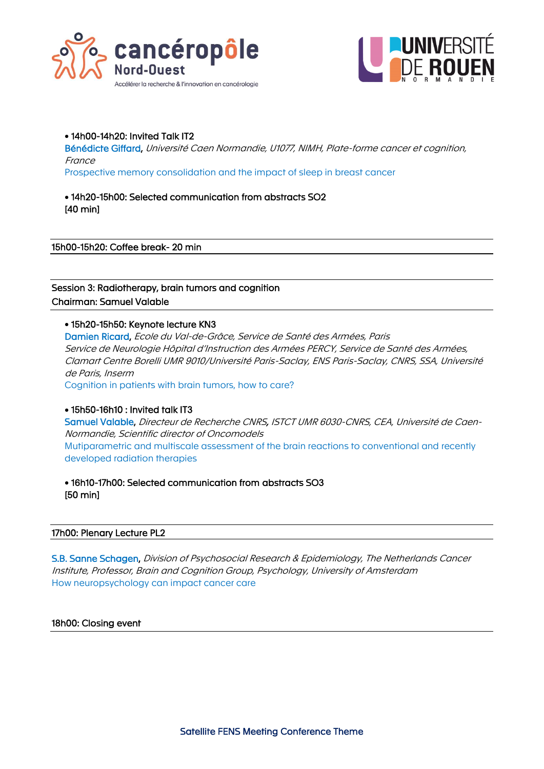- 14h00-14h20: Invited Talk IT2
  Bénédicte Giffard, *Université Caen Normandie, U1077, NIMH, Plate-forme cancer et cognition, France*
  Prospective memory consolidation and the impact of sleep in breast cancer

- 14h20-15h00: Selected communication from abstracts SO2
  [40 min]

15h00-15h20: Coffee break- 20 min

Session 3: Radiotherapy, brain tumors and cognition
Chairman: Samuel Valable

- 15h20-15h50: Keynote lecture KN3
  Damien Ricard, *Ecole du Val-de-Grâce, Service de Santé des Armées, Paris Service de Neurologie Hôpital d'Instruction des Armées PERCY, Service de Santé des Armées, Clamart Centre Borelli UMR 9010/Université Paris-Saclay, ENS Paris-Saclay, CNRS, SSA, Université de Paris, Inserm*
  Cognition in patients with brain tumors, how to care?

- 15h50-16h10 : Invited talk IT3
  Samuel Valable, *Directeur de Recherche CNRS, ISTCT UMR 6030-CNRS, CEA, Université de Caen-Normandie, Scientific director of Oncomodels*
  Mutiparametric and multiscale assessment of the brain reactions to conventional and recently developed radiation therapies

- 16h10-17h00: Selected communication from abstracts SO3
  [50 min]

17h00: Plenary Lecture PL2

S.B. Sanne Schagen, *Division of Psychosocial Research & Epidemiology, The Netherlands Cancer Institute, Professor, Brain and Cognition Group, Psychology, University of Amsterdam*
How neuropsychology can impact cancer care

18h00: Closing event